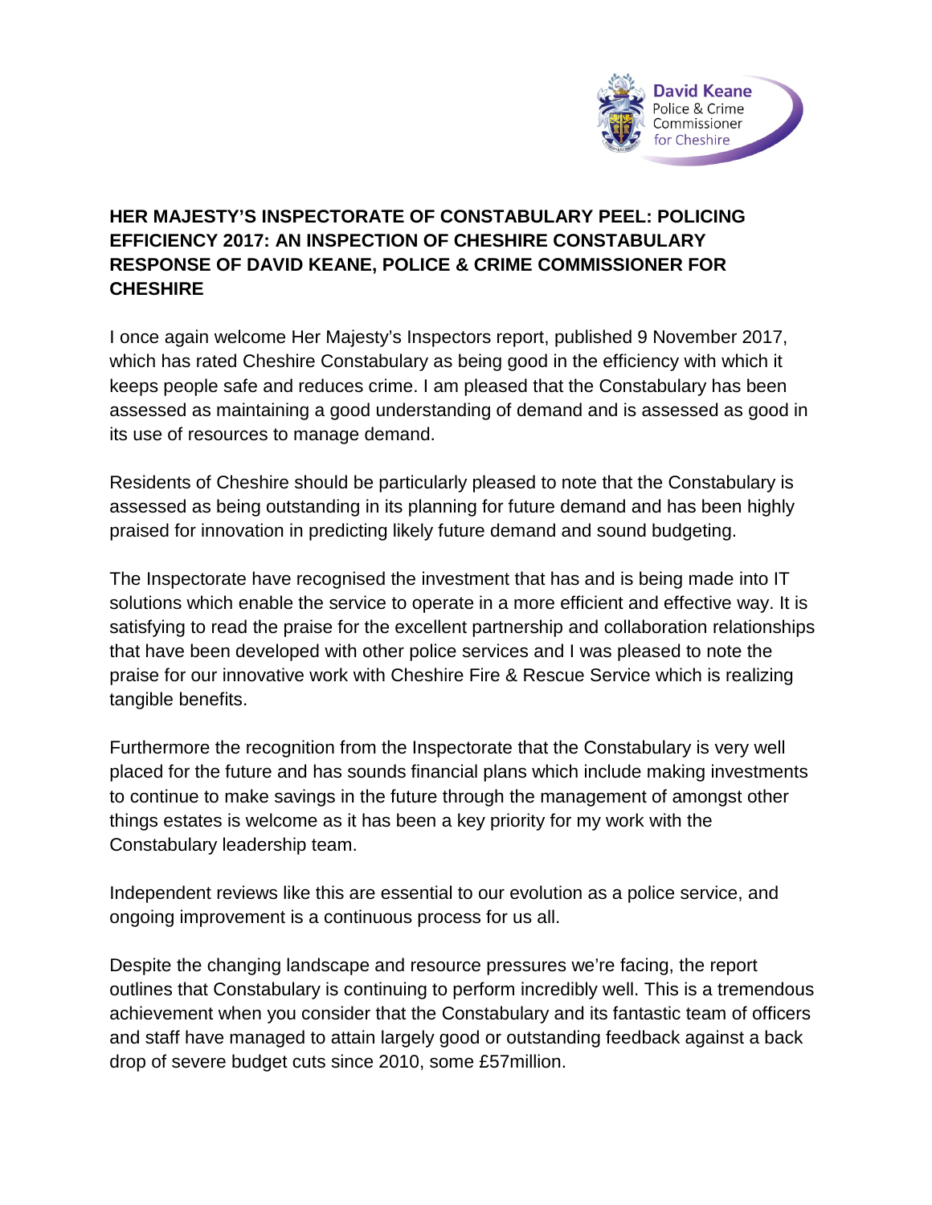David Keane
Police & Crime Commissioner
for Cheshire

**HER MAJESTY'S INSPECTORATE OF CONSTABULARY PEEL: POLICING EFFICIENCY 2017: AN INSPECTION OF CHESHIRE CONSTABULARY RESPONSE OF DAVID KEANE, POLICE & CRIME COMMISSIONER FOR CHESHIRE**

I once again welcome Her Majesty's Inspectors report, published 9 November 2017, which has rated Cheshire Constabulary as being good in the efficiency with which it keeps people safe and reduces crime. I am pleased that the Constabulary has been assessed as maintaining a good understanding of demand and is assessed as good in its use of resources to manage demand.

Residents of Cheshire should be particularly pleased to note that the Constabulary is assessed as being outstanding in its planning for future demand and has been highly praised for innovation in predicting likely future demand and sound budgeting.

The Inspectorate have recognised the investment that has and is being made into IT solutions which enable the service to operate in a more efficient and effective way. It is satisfying to read the praise for the excellent partnership and collaboration relationships that have been developed with other police services and I was pleased to note the praise for our innovative work with Cheshire Fire & Rescue Service which is realizing tangible benefits.

Furthermore the recognition from the Inspectorate that the Constabulary is very well placed for the future and has sounds financial plans which include making investments to continue to make savings in the future through the management of amongst other things estates is welcome as it has been a key priority for my work with the Constabulary leadership team.

Independent reviews like this are essential to our evolution as a police service, and ongoing improvement is a continuous process for us all.

Despite the changing landscape and resource pressures we're facing, the report outlines that Constabulary is continuing to perform incredibly well. This is a tremendous achievement when you consider that the Constabulary and its fantastic team of officers and staff have managed to attain largely good or outstanding feedback against a back drop of severe budget cuts since 2010, some £57million.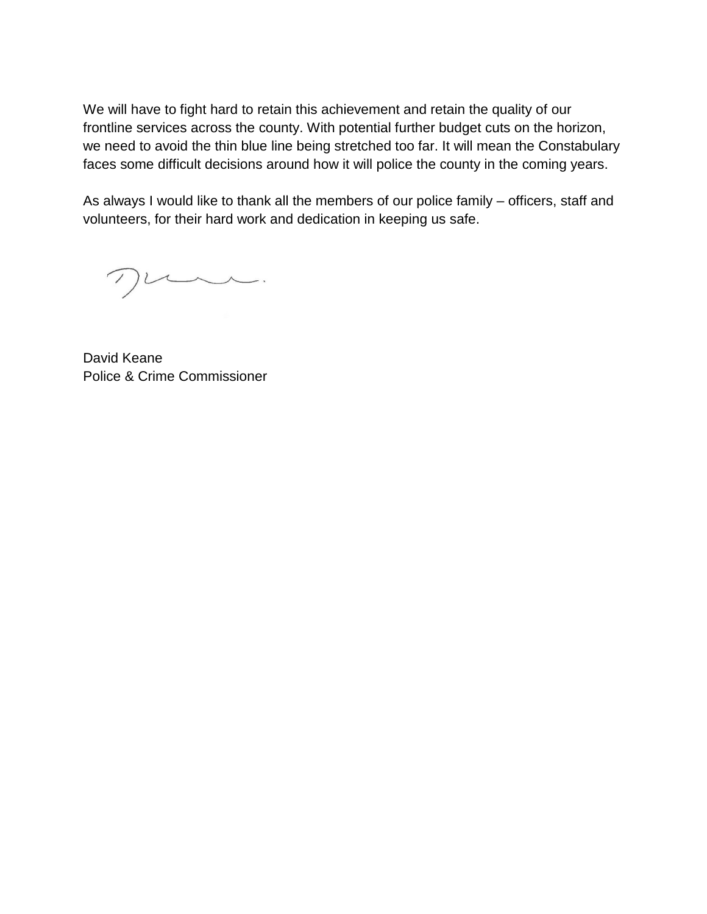We will have to fight hard to retain this achievement and retain the quality of our frontline services across the county. With potential further budget cuts on the horizon, we need to avoid the thin blue line being stretched too far. It will mean the Constabulary faces some difficult decisions around how it will police the county in the coming years.

As always I would like to thank all the members of our police family – officers, staff and volunteers, for their hard work and dedication in keeping us safe.

David Keane
Police & Crime Commissioner